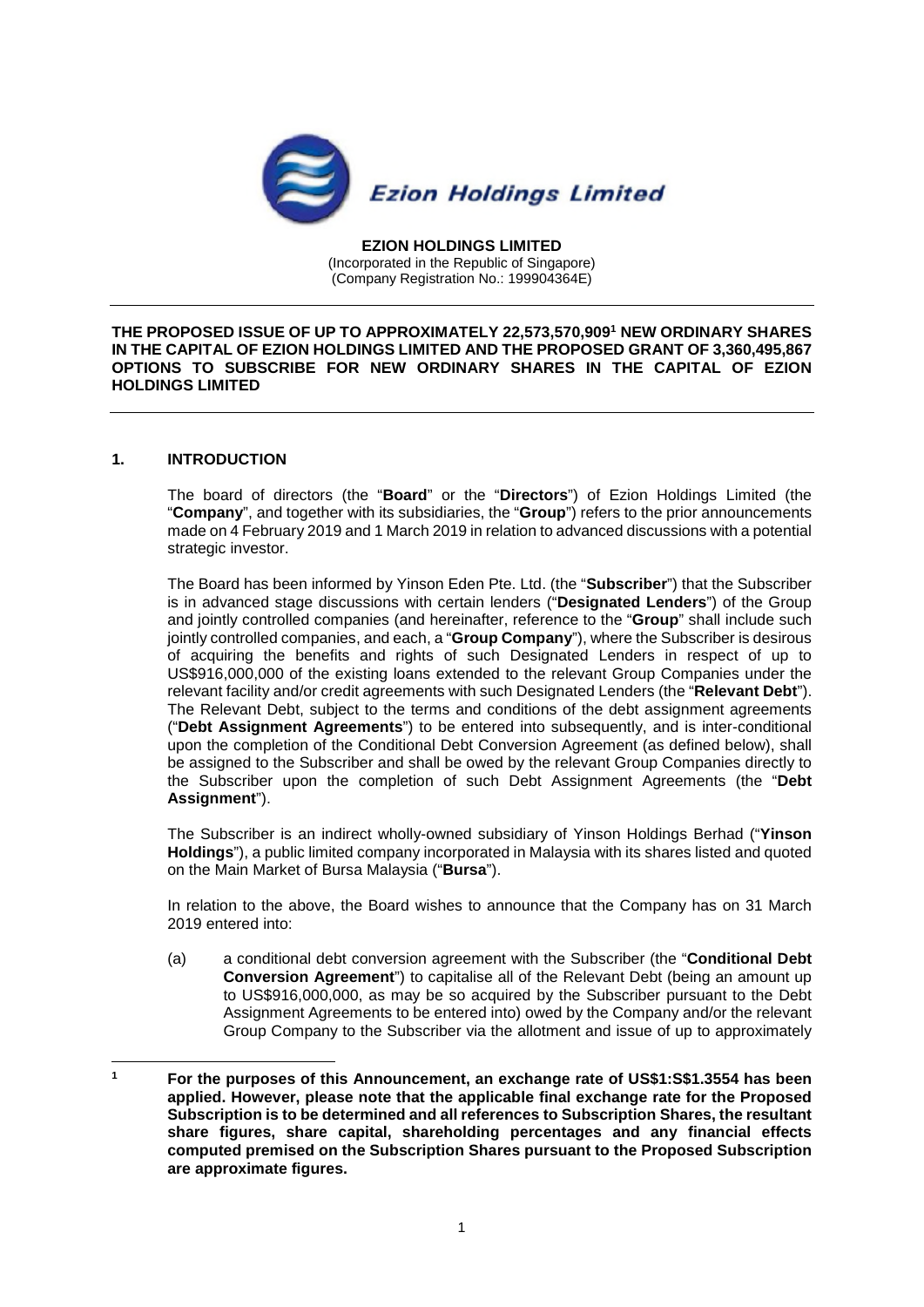Ezion Holdings Limited

**EZION HOLDINGS LIMITED**
(Incorporated in the Republic of Singapore)
(Company Registration No.: 199904364E)

---

**THE PROPOSED ISSUE OF UP TO APPROXIMATELY 22,573,570,909[1] NEW ORDINARY SHARES IN THE CAPITAL OF EZION HOLDINGS LIMITED AND THE PROPOSED GRANT OF 3,360,495,867 OPTIONS TO SUBSCRIBE FOR NEW ORDINARY SHARES IN THE CAPITAL OF EZION HOLDINGS LIMITED**

---

## 1. INTRODUCTION

The board of directors (the "**Board**" or the "**Directors**") of Ezion Holdings Limited (the "**Company**", and together with its subsidiaries, the "**Group**") refers to the prior announcements made on 4 February 2019 and 1 March 2019 in relation to advanced discussions with a potential strategic investor.

The Board has been informed by Yinson Eden Pte. Ltd. (the "**Subscriber**") that the Subscriber is in advanced stage discussions with certain lenders ("**Designated Lenders**") of the Group and jointly controlled companies (and hereinafter, reference to the "**Group**" shall include such jointly controlled companies, and each, a "**Group Company**"), where the Subscriber is desirous of acquiring the benefits and rights of such Designated Lenders in respect of up to US$916,000,000 of the existing loans extended to the relevant Group Companies under the relevant facility and/or credit agreements with such Designated Lenders (the "**Relevant Debt**"). The Relevant Debt, subject to the terms and conditions of the debt assignment agreements ("**Debt Assignment Agreements**") to be entered into subsequently, and is inter-conditional upon the completion of the Conditional Debt Conversion Agreement (as defined below), shall be assigned to the Subscriber and shall be owed by the relevant Group Companies directly to the Subscriber upon the completion of such Debt Assignment Agreements (the "**Debt Assignment**").

The Subscriber is an indirect wholly-owned subsidiary of Yinson Holdings Berhad ("**Yinson Holdings**"), a public limited company incorporated in Malaysia with its shares listed and quoted on the Main Market of Bursa Malaysia ("**Bursa**").

In relation to the above, the Board wishes to announce that the Company has on 31 March 2019 entered into:

(a) a conditional debt conversion agreement with the Subscriber (the "**Conditional Debt Conversion Agreement**") to capitalise all of the Relevant Debt (being an amount up to US$916,000,000, as may be so acquired by the Subscriber pursuant to the Debt Assignment Agreements to be entered into) owed by the Company and/or the relevant Group Company to the Subscriber via the allotment and issue of up to approximately

---

[1] **For the purposes of this Announcement, an exchange rate of US$1:S$1.3554 has been applied. However, please note that the applicable final exchange rate for the Proposed Subscription is to be determined and all references to Subscription Shares, the resultant share figures, share capital, shareholding percentages and any financial effects computed premised on the Subscription Shares pursuant to the Proposed Subscription are approximate figures.**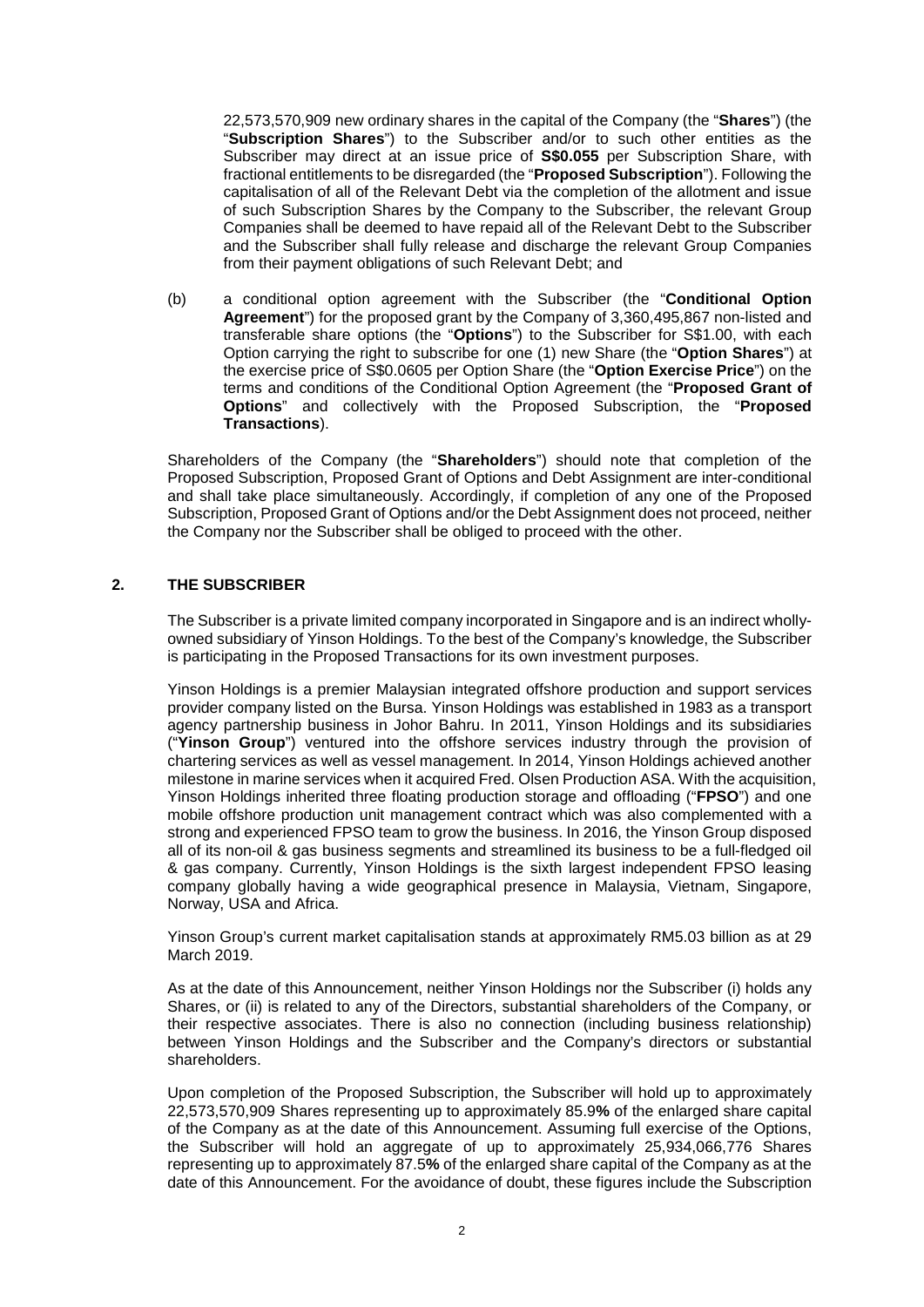22,573,570,909 new ordinary shares in the capital of the Company (the "**Shares**") (the "**Subscription Shares**") to the Subscriber and/or to such other entities as the Subscriber may direct at an issue price of **S$0.055** per Subscription Share, with fractional entitlements to be disregarded (the "**Proposed Subscription**"). Following the capitalisation of all of the Relevant Debt via the completion of the allotment and issue of such Subscription Shares by the Company to the Subscriber, the relevant Group Companies shall be deemed to have repaid all of the Relevant Debt to the Subscriber and the Subscriber shall fully release and discharge the relevant Group Companies from their payment obligations of such Relevant Debt; and

(b) a conditional option agreement with the Subscriber (the "**Conditional Option Agreement**") for the proposed grant by the Company of 3,360,495,867 non-listed and transferable share options (the "**Options**") to the Subscriber for S$1.00, with each Option carrying the right to subscribe for one (1) new Share (the "**Option Shares**") at the exercise price of S$0.0605 per Option Share (the "**Option Exercise Price**") on the terms and conditions of the Conditional Option Agreement (the "**Proposed Grant of Options**" and collectively with the Proposed Subscription, the "**Proposed Transactions**).

Shareholders of the Company (the "**Shareholders**") should note that completion of the Proposed Subscription, Proposed Grant of Options and Debt Assignment are inter-conditional and shall take place simultaneously. Accordingly, if completion of any one of the Proposed Subscription, Proposed Grant of Options and/or the Debt Assignment does not proceed, neither the Company nor the Subscriber shall be obliged to proceed with the other.

## 2. THE SUBSCRIBER

The Subscriber is a private limited company incorporated in Singapore and is an indirect wholly-owned subsidiary of Yinson Holdings. To the best of the Company's knowledge, the Subscriber is participating in the Proposed Transactions for its own investment purposes.

Yinson Holdings is a premier Malaysian integrated offshore production and support services provider company listed on the Bursa. Yinson Holdings was established in 1983 as a transport agency partnership business in Johor Bahru. In 2011, Yinson Holdings and its subsidiaries ("**Yinson Group**") ventured into the offshore services industry through the provision of chartering services as well as vessel management. In 2014, Yinson Holdings achieved another milestone in marine services when it acquired Fred. Olsen Production ASA. With the acquisition, Yinson Holdings inherited three floating production storage and offloading ("**FPSO**") and one mobile offshore production unit management contract which was also complemented with a strong and experienced FPSO team to grow the business. In 2016, the Yinson Group disposed all of its non-oil & gas business segments and streamlined its business to be a full-fledged oil & gas company. Currently, Yinson Holdings is the sixth largest independent FPSO leasing company globally having a wide geographical presence in Malaysia, Vietnam, Singapore, Norway, USA and Africa.

Yinson Group's current market capitalisation stands at approximately RM5.03 billion as at 29 March 2019.

As at the date of this Announcement, neither Yinson Holdings nor the Subscriber (i) holds any Shares, or (ii) is related to any of the Directors, substantial shareholders of the Company, or their respective associates. There is also no connection (including business relationship) between Yinson Holdings and the Subscriber and the Company's directors or substantial shareholders.

Upon completion of the Proposed Subscription, the Subscriber will hold up to approximately 22,573,570,909 Shares representing up to approximately 85.9**%** of the enlarged share capital of the Company as at the date of this Announcement. Assuming full exercise of the Options, the Subscriber will hold an aggregate of up to approximately 25,934,066,776 Shares representing up to approximately 87.5**%** of the enlarged share capital of the Company as at the date of this Announcement. For the avoidance of doubt, these figures include the Subscription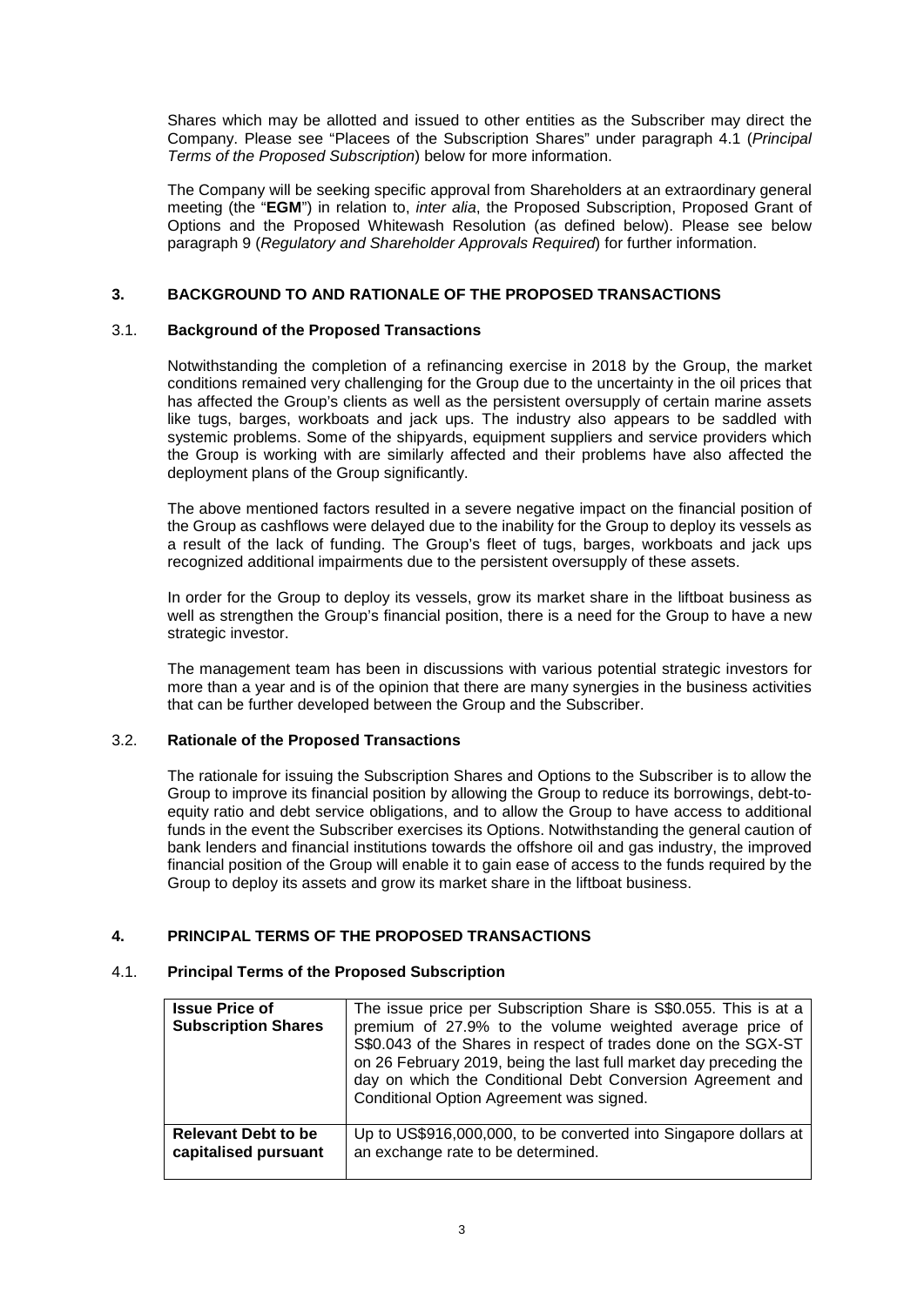Shares which may be allotted and issued to other entities as the Subscriber may direct the Company. Please see "Placees of the Subscription Shares" under paragraph 4.1 (*Principal Terms of the Proposed Subscription*) below for more information.

The Company will be seeking specific approval from Shareholders at an extraordinary general meeting (the "**EGM**") in relation to, *inter alia*, the Proposed Subscription, Proposed Grant of Options and the Proposed Whitewash Resolution (as defined below). Please see below paragraph 9 (*Regulatory and Shareholder Approvals Required*) for further information.

## 3. BACKGROUND TO AND RATIONALE OF THE PROPOSED TRANSACTIONS

### 3.1. Background of the Proposed Transactions

Notwithstanding the completion of a refinancing exercise in 2018 by the Group, the market conditions remained very challenging for the Group due to the uncertainty in the oil prices that has affected the Group's clients as well as the persistent oversupply of certain marine assets like tugs, barges, workboats and jack ups. The industry also appears to be saddled with systemic problems. Some of the shipyards, equipment suppliers and service providers which the Group is working with are similarly affected and their problems have also affected the deployment plans of the Group significantly.

The above mentioned factors resulted in a severe negative impact on the financial position of the Group as cashflows were delayed due to the inability for the Group to deploy its vessels as a result of the lack of funding. The Group's fleet of tugs, barges, workboats and jack ups recognized additional impairments due to the persistent oversupply of these assets.

In order for the Group to deploy its vessels, grow its market share in the liftboat business as well as strengthen the Group's financial position, there is a need for the Group to have a new strategic investor.

The management team has been in discussions with various potential strategic investors for more than a year and is of the opinion that there are many synergies in the business activities that can be further developed between the Group and the Subscriber.

### 3.2. Rationale of the Proposed Transactions

The rationale for issuing the Subscription Shares and Options to the Subscriber is to allow the Group to improve its financial position by allowing the Group to reduce its borrowings, debt-to-equity ratio and debt service obligations, and to allow the Group to have access to additional funds in the event the Subscriber exercises its Options. Notwithstanding the general caution of bank lenders and financial institutions towards the offshore oil and gas industry, the improved financial position of the Group will enable it to gain ease of access to the funds required by the Group to deploy its assets and grow its market share in the liftboat business.

## 4. PRINCIPAL TERMS OF THE PROPOSED TRANSACTIONS

### 4.1. Principal Terms of the Proposed Subscription

| | |
|---|---|
| **Issue Price of Subscription Shares** | The issue price per Subscription Share is S$0.055. This is at a premium of 27.9% to the volume weighted average price of S$0.043 of the Shares in respect of trades done on the SGX-ST on 26 February 2019, being the last full market day preceding the day on which the Conditional Debt Conversion Agreement and Conditional Option Agreement was signed. |
| **Relevant Debt to be capitalised pursuant** | Up to US$916,000,000, to be converted into Singapore dollars at an exchange rate to be determined. |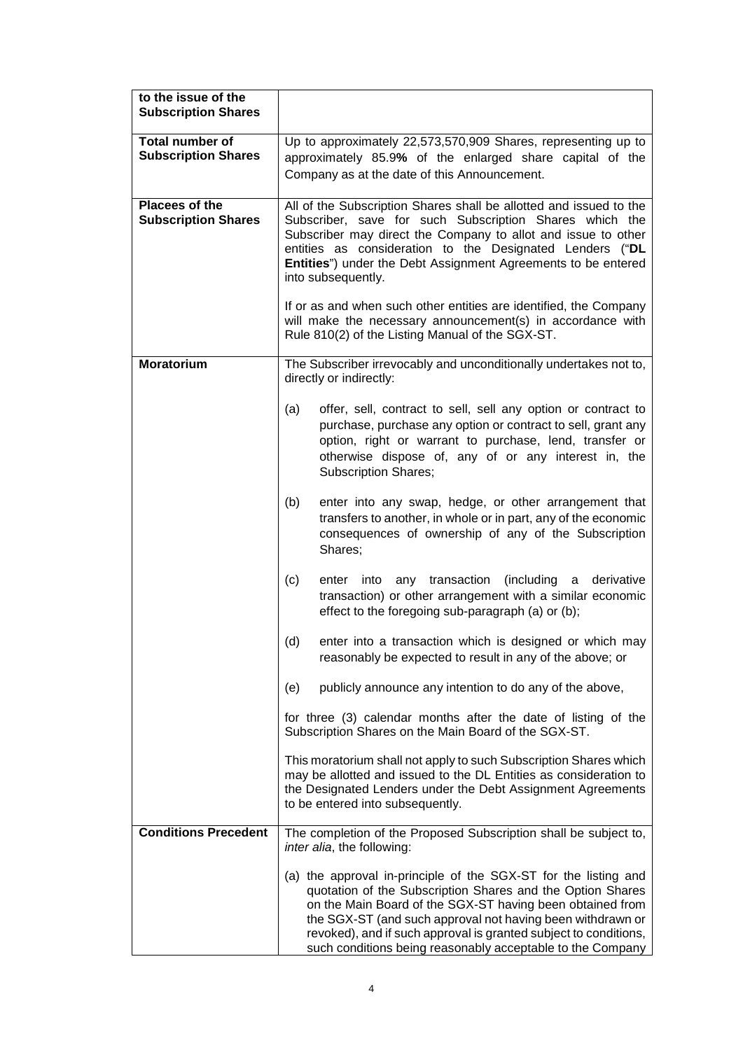| to the issue of the Subscription Shares | |
|---|---|
| **Total number of Subscription Shares** | Up to approximately 22,573,570,909 Shares, representing up to approximately 85.9**%** of the enlarged share capital of the Company as at the date of this Announcement. |
| **Placees of the Subscription Shares** | All of the Subscription Shares shall be allotted and issued to the Subscriber, save for such Subscription Shares which the Subscriber may direct the Company to allot and issue to other entities as consideration to the Designated Lenders ("**DL Entities**") under the Debt Assignment Agreements to be entered into subsequently.<br><br>If or as and when such other entities are identified, the Company will make the necessary announcement(s) in accordance with Rule 810(2) of the Listing Manual of the SGX-ST. |
| **Moratorium** | The Subscriber irrevocably and unconditionally undertakes not to, directly or indirectly:<br><br>(a) offer, sell, contract to sell, sell any option or contract to purchase, purchase any option or contract to sell, grant any option, right or warrant to purchase, lend, transfer or otherwise dispose of, any of or any interest in, the Subscription Shares;<br><br>(b) enter into any swap, hedge, or other arrangement that transfers to another, in whole or in part, any of the economic consequences of ownership of any of the Subscription Shares;<br><br>(c) enter into any transaction (including a derivative transaction) or other arrangement with a similar economic effect to the foregoing sub-paragraph (a) or (b);<br><br>(d) enter into a transaction which is designed or which may reasonably be expected to result in any of the above; or<br><br>(e) publicly announce any intention to do any of the above,<br><br>for three (3) calendar months after the date of listing of the Subscription Shares on the Main Board of the SGX-ST.<br><br>This moratorium shall not apply to such Subscription Shares which may be allotted and issued to the DL Entities as consideration to the Designated Lenders under the Debt Assignment Agreements to be entered into subsequently. |
| **Conditions Precedent** | The completion of the Proposed Subscription shall be subject to, *inter alia*, the following:<br><br>(a) the approval in-principle of the SGX-ST for the listing and quotation of the Subscription Shares and the Option Shares on the Main Board of the SGX-ST having been obtained from the SGX-ST (and such approval not having been withdrawn or revoked), and if such approval is granted subject to conditions, such conditions being reasonably acceptable to the Company |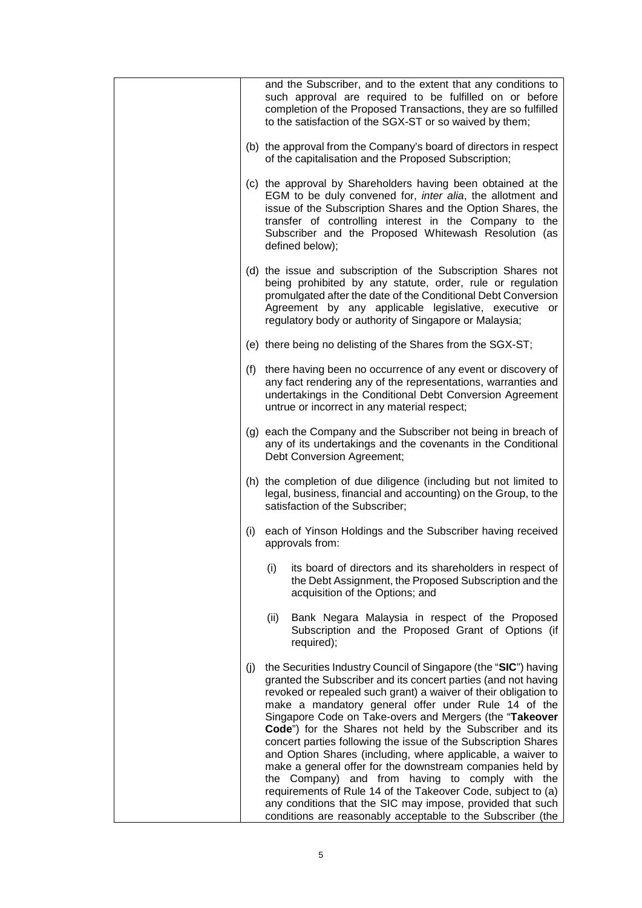| | and the Subscriber, and to the extent that any conditions to such approval are required to be fulfilled on or before completion of the Proposed Transactions, they are so fulfilled to the satisfaction of the SGX-ST or so waived by them;<br><br>(b) the approval from the Company's board of directors in respect of the capitalisation and the Proposed Subscription;<br><br>(c) the approval by Shareholders having been obtained at the EGM to be duly convened for, *inter alia*, the allotment and issue of the Subscription Shares and the Option Shares, the transfer of controlling interest in the Company to the Subscriber and the Proposed Whitewash Resolution (as defined below);<br><br>(d) the issue and subscription of the Subscription Shares not being prohibited by any statute, order, rule or regulation promulgated after the date of the Conditional Debt Conversion Agreement by any applicable legislative, executive or regulatory body or authority of Singapore or Malaysia;<br><br>(e) there being no delisting of the Shares from the SGX-ST;<br><br>(f) there having been no occurrence of any event or discovery of any fact rendering any of the representations, warranties and undertakings in the Conditional Debt Conversion Agreement untrue or incorrect in any material respect;<br><br>(g) each the Company and the Subscriber not being in breach of any of its undertakings and the covenants in the Conditional Debt Conversion Agreement;<br><br>(h) the completion of due diligence (including but not limited to legal, business, financial and accounting) on the Group, to the satisfaction of the Subscriber;<br><br>(i) each of Yinson Holdings and the Subscriber having received approvals from:<br><br>(i) its board of directors and its shareholders in respect of the Debt Assignment, the Proposed Subscription and the acquisition of the Options; and<br><br>(ii) Bank Negara Malaysia in respect of the Proposed Subscription and the Proposed Grant of Options (if required);<br><br>(j) the Securities Industry Council of Singapore (the "**SIC**") having granted the Subscriber and its concert parties (and not having revoked or repealed such grant) a waiver of their obligation to make a mandatory general offer under Rule 14 of the Singapore Code on Take-overs and Mergers (the "**Takeover Code**") for the Shares not held by the Subscriber and its concert parties following the issue of the Subscription Shares and Option Shares (including, where applicable, a waiver to make a general offer for the downstream companies held by the Company) and from having to comply with the requirements of Rule 14 of the Takeover Code, subject to (a) any conditions that the SIC may impose, provided that such conditions are reasonably acceptable to the Subscriber (the |
|---|---|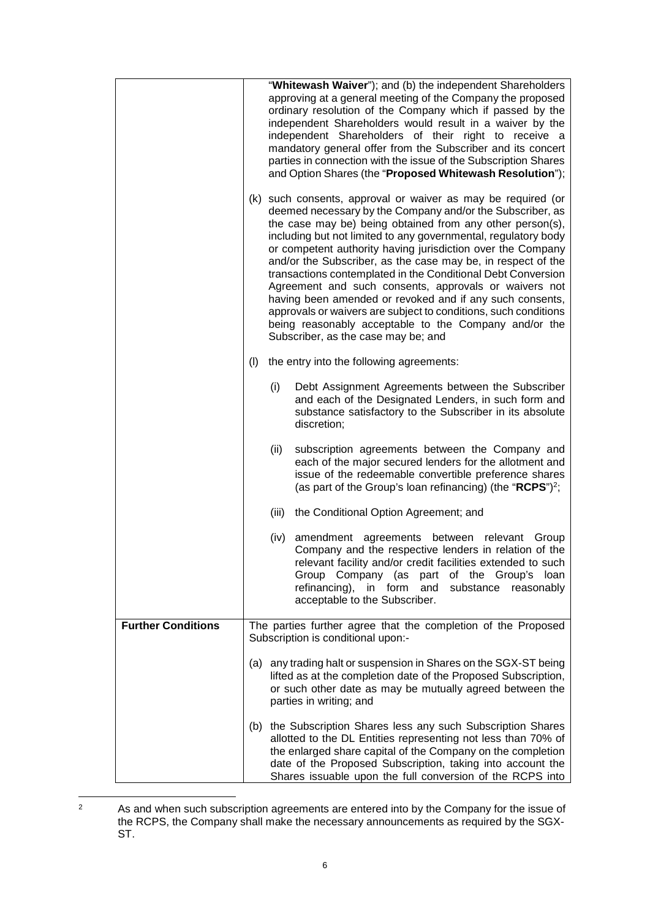| | |
|---|---|
| | "**Whitewash Waiver**"); and (b) the independent Shareholders approving at a general meeting of the Company the proposed ordinary resolution of the Company which if passed by the independent Shareholders would result in a waiver by the independent Shareholders of their right to receive a mandatory general offer from the Subscriber and its concert parties in connection with the issue of the Subscription Shares and Option Shares (the "**Proposed Whitewash Resolution**");<br><br>(k) such consents, approval or waiver as may be required (or deemed necessary by the Company and/or the Subscriber, as the case may be) being obtained from any other person(s), including but not limited to any governmental, regulatory body or competent authority having jurisdiction over the Company and/or the Subscriber, as the case may be, in respect of the transactions contemplated in the Conditional Debt Conversion Agreement and such consents, approvals or waivers not having been amended or revoked and if any such consents, approvals or waivers are subject to conditions, such conditions being reasonably acceptable to the Company and/or the Subscriber, as the case may be; and<br><br>(l) the entry into the following agreements:<br><br>(i) Debt Assignment Agreements between the Subscriber and each of the Designated Lenders, in such form and substance satisfactory to the Subscriber in its absolute discretion;<br><br>(ii) subscription agreements between the Company and each of the major secured lenders for the allotment and issue of the redeemable convertible preference shares (as part of the Group's loan refinancing) (the "**RCPS**")[2];<br><br>(iii) the Conditional Option Agreement; and<br><br>(iv) amendment agreements between relevant Group Company and the respective lenders in relation of the relevant facility and/or credit facilities extended to such Group Company (as part of the Group's loan refinancing), in form and substance reasonably acceptable to the Subscriber. |
| **Further Conditions** | The parties further agree that the completion of the Proposed Subscription is conditional upon:-<br><br>(a) any trading halt or suspension in Shares on the SGX-ST being lifted as at the completion date of the Proposed Subscription, or such other date as may be mutually agreed between the parties in writing; and<br><br>(b) the Subscription Shares less any such Subscription Shares allotted to the DL Entities representing not less than 70% of the enlarged share capital of the Company on the completion date of the Proposed Subscription, taking into account the Shares issuable upon the full conversion of the RCPS into |

[2] As and when such subscription agreements are entered into by the Company for the issue of the RCPS, the Company shall make the necessary announcements as required by the SGX-ST.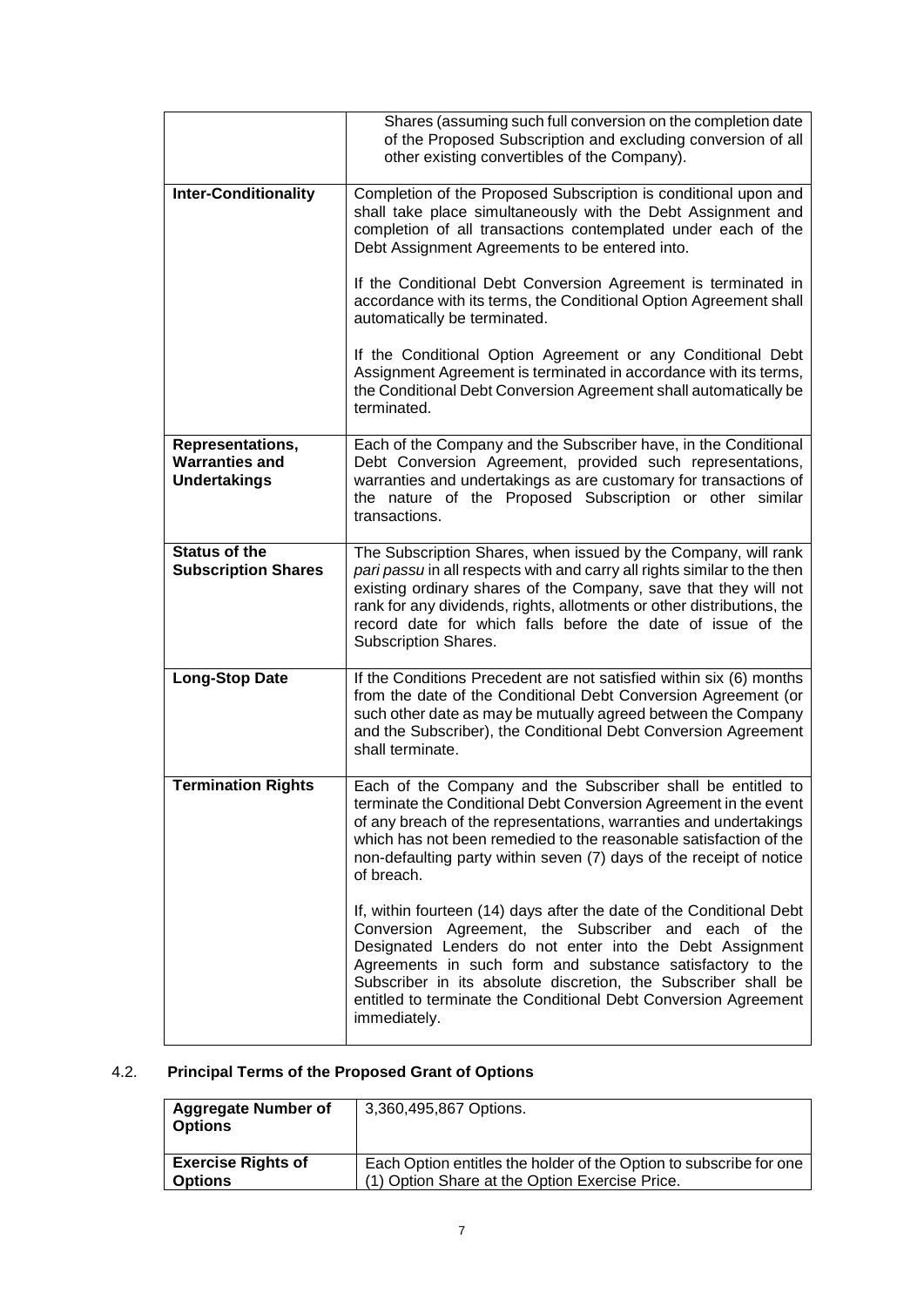| | |
|---|---|
| | Shares (assuming such full conversion on the completion date of the Proposed Subscription and excluding conversion of all other existing convertibles of the Company). |
| **Inter-Conditionality** | Completion of the Proposed Subscription is conditional upon and shall take place simultaneously with the Debt Assignment and completion of all transactions contemplated under each of the Debt Assignment Agreements to be entered into.<br><br>If the Conditional Debt Conversion Agreement is terminated in accordance with its terms, the Conditional Option Agreement shall automatically be terminated.<br><br>If the Conditional Option Agreement or any Conditional Debt Assignment Agreement is terminated in accordance with its terms, the Conditional Debt Conversion Agreement shall automatically be terminated. |
| **Representations, Warranties and Undertakings** | Each of the Company and the Subscriber have, in the Conditional Debt Conversion Agreement, provided such representations, warranties and undertakings as are customary for transactions of the nature of the Proposed Subscription or other similar transactions. |
| **Status of the Subscription Shares** | The Subscription Shares, when issued by the Company, will rank *pari passu* in all respects with and carry all rights similar to the then existing ordinary shares of the Company, save that they will not rank for any dividends, rights, allotments or other distributions, the record date for which falls before the date of issue of the Subscription Shares. |
| **Long-Stop Date** | If the Conditions Precedent are not satisfied within six (6) months from the date of the Conditional Debt Conversion Agreement (or such other date as may be mutually agreed between the Company and the Subscriber), the Conditional Debt Conversion Agreement shall terminate. |
| **Termination Rights** | Each of the Company and the Subscriber shall be entitled to terminate the Conditional Debt Conversion Agreement in the event of any breach of the representations, warranties and undertakings which has not been remedied to the reasonable satisfaction of the non-defaulting party within seven (7) days of the receipt of notice of breach.<br><br>If, within fourteen (14) days after the date of the Conditional Debt Conversion Agreement, the Subscriber and each of the Designated Lenders do not enter into the Debt Assignment Agreements in such form and substance satisfactory to the Subscriber in its absolute discretion, the Subscriber shall be entitled to terminate the Conditional Debt Conversion Agreement immediately. |

### 4.2. Principal Terms of the Proposed Grant of Options

| | |
|---|---|
| **Aggregate Number of Options** | 3,360,495,867 Options. |
| **Exercise Rights of Options** | Each Option entitles the holder of the Option to subscribe for one (1) Option Share at the Option Exercise Price. |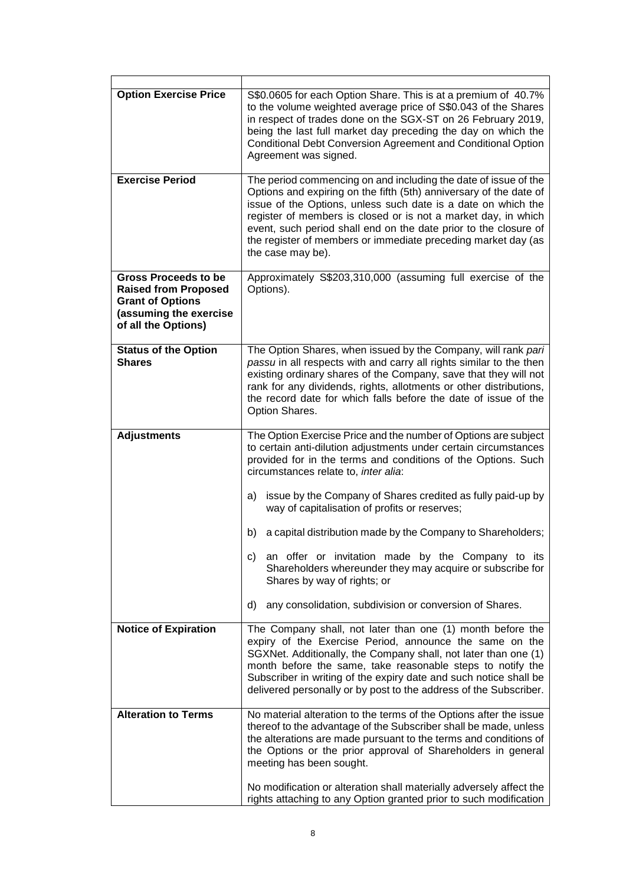| | |
|---|---|
| **Option Exercise Price** | S$0.0605 for each Option Share. This is at a premium of 40.7% to the volume weighted average price of S$0.043 of the Shares in respect of trades done on the SGX-ST on 26 February 2019, being the last full market day preceding the day on which the Conditional Debt Conversion Agreement and Conditional Option Agreement was signed. |
| **Exercise Period** | The period commencing on and including the date of issue of the Options and expiring on the fifth (5th) anniversary of the date of issue of the Options, unless such date is a date on which the register of members is closed or is not a market day, in which event, such period shall end on the date prior to the closure of the register of members or immediate preceding market day (as the case may be). |
| **Gross Proceeds to be Raised from Proposed Grant of Options (assuming the exercise of all the Options)** | Approximately S$203,310,000 (assuming full exercise of the Options). |
| **Status of the Option Shares** | The Option Shares, when issued by the Company, will rank *pari passu* in all respects with and carry all rights similar to the then existing ordinary shares of the Company, save that they will not rank for any dividends, rights, allotments or other distributions, the record date for which falls before the date of issue of the Option Shares. |
| **Adjustments** | The Option Exercise Price and the number of Options are subject to certain anti-dilution adjustments under certain circumstances provided for in the terms and conditions of the Options. Such circumstances relate to, *inter alia*:<br><br>a) issue by the Company of Shares credited as fully paid-up by way of capitalisation of profits or reserves;<br><br>b) a capital distribution made by the Company to Shareholders;<br><br>c) an offer or invitation made by the Company to its Shareholders whereunder they may acquire or subscribe for Shares by way of rights; or<br><br>d) any consolidation, subdivision or conversion of Shares. |
| **Notice of Expiration** | The Company shall, not later than one (1) month before the expiry of the Exercise Period, announce the same on the SGXNet. Additionally, the Company shall, not later than one (1) month before the same, take reasonable steps to notify the Subscriber in writing of the expiry date and such notice shall be delivered personally or by post to the address of the Subscriber. |
| **Alteration to Terms** | No material alteration to the terms of the Options after the issue thereof to the advantage of the Subscriber shall be made, unless the alterations are made pursuant to the terms and conditions of the Options or the prior approval of Shareholders in general meeting has been sought.<br><br>No modification or alteration shall materially adversely affect the rights attaching to any Option granted prior to such modification |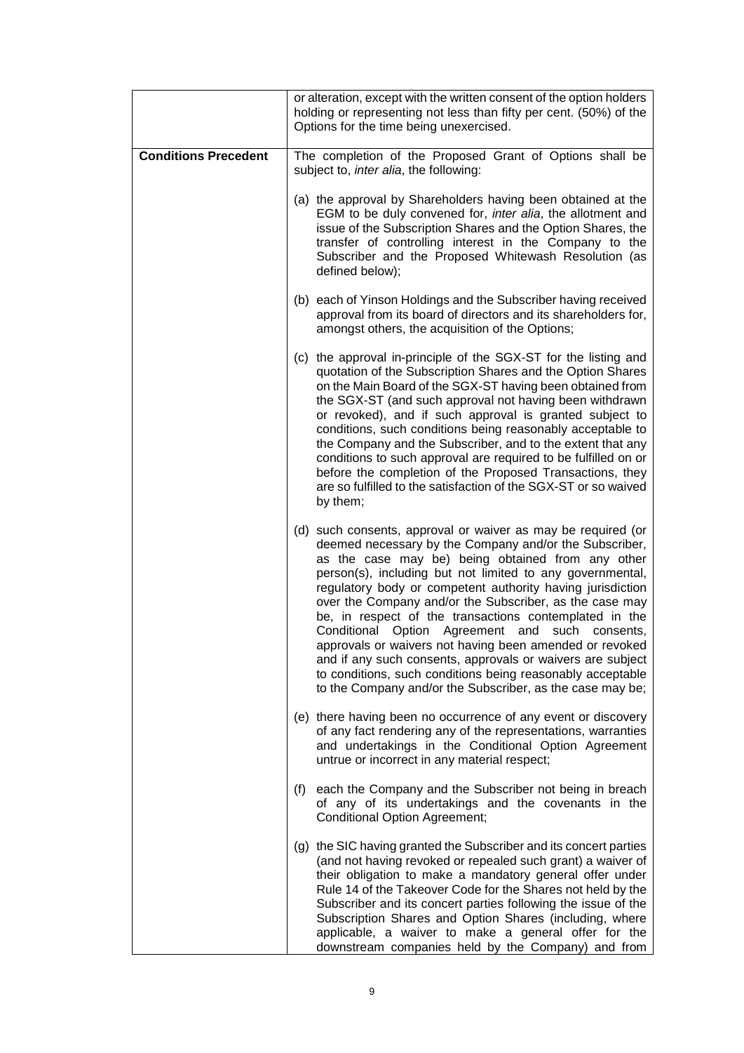| | |
|---|---|
| | or alteration, except with the written consent of the option holders holding or representing not less than fifty per cent. (50%) of the Options for the time being unexercised. |
| **Conditions Precedent** | The completion of the Proposed Grant of Options shall be subject to, *inter alia*, the following:<br><br>(a) the approval by Shareholders having been obtained at the EGM to be duly convened for, *inter alia*, the allotment and issue of the Subscription Shares and the Option Shares, the transfer of controlling interest in the Company to the Subscriber and the Proposed Whitewash Resolution (as defined below);<br><br>(b) each of Yinson Holdings and the Subscriber having received approval from its board of directors and its shareholders for, amongst others, the acquisition of the Options;<br><br>(c) the approval in-principle of the SGX-ST for the listing and quotation of the Subscription Shares and the Option Shares on the Main Board of the SGX-ST having been obtained from the SGX-ST (and such approval not having been withdrawn or revoked), and if such approval is granted subject to conditions, such conditions being reasonably acceptable to the Company and the Subscriber, and to the extent that any conditions to such approval are required to be fulfilled on or before the completion of the Proposed Transactions, they are so fulfilled to the satisfaction of the SGX-ST or so waived by them;<br><br>(d) such consents, approval or waiver as may be required (or deemed necessary by the Company and/or the Subscriber, as the case may be) being obtained from any other person(s), including but not limited to any governmental, regulatory body or competent authority having jurisdiction over the Company and/or the Subscriber, as the case may be, in respect of the transactions contemplated in the Conditional Option Agreement and such consents, approvals or waivers not having been amended or revoked and if any such consents, approvals or waivers are subject to conditions, such conditions being reasonably acceptable to the Company and/or the Subscriber, as the case may be;<br><br>(e) there having been no occurrence of any event or discovery of any fact rendering any of the representations, warranties and undertakings in the Conditional Option Agreement untrue or incorrect in any material respect;<br><br>(f) each the Company and the Subscriber not being in breach of any of its undertakings and the covenants in the Conditional Option Agreement;<br><br>(g) the SIC having granted the Subscriber and its concert parties (and not having revoked or repealed such grant) a waiver of their obligation to make a mandatory general offer under Rule 14 of the Takeover Code for the Shares not held by the Subscriber and its concert parties following the issue of the Subscription Shares and Option Shares (including, where applicable, a waiver to make a general offer for the downstream companies held by the Company) and from |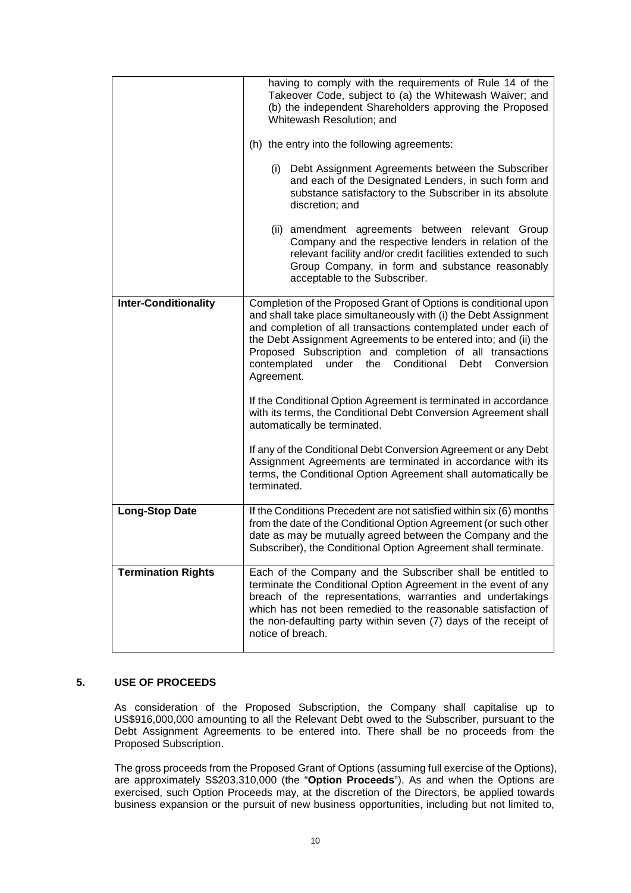| | |
|---|---|
| | having to comply with the requirements of Rule 14 of the Takeover Code, subject to (a) the Whitewash Waiver; and (b) the independent Shareholders approving the Proposed Whitewash Resolution; and<br><br>(h) the entry into the following agreements:<br><br>(i) Debt Assignment Agreements between the Subscriber and each of the Designated Lenders, in such form and substance satisfactory to the Subscriber in its absolute discretion; and<br><br>(ii) amendment agreements between relevant Group Company and the respective lenders in relation of the relevant facility and/or credit facilities extended to such Group Company, in form and substance reasonably acceptable to the Subscriber. |
| **Inter-Conditionality** | Completion of the Proposed Grant of Options is conditional upon and shall take place simultaneously with (i) the Debt Assignment and completion of all transactions contemplated under each of the Debt Assignment Agreements to be entered into; and (ii) the Proposed Subscription and completion of all transactions contemplated under the Conditional Debt Conversion Agreement.<br><br>If the Conditional Option Agreement is terminated in accordance with its terms, the Conditional Debt Conversion Agreement shall automatically be terminated.<br><br>If any of the Conditional Debt Conversion Agreement or any Debt Assignment Agreements are terminated in accordance with its terms, the Conditional Option Agreement shall automatically be terminated. |
| **Long-Stop Date** | If the Conditions Precedent are not satisfied within six (6) months from the date of the Conditional Option Agreement (or such other date as may be mutually agreed between the Company and the Subscriber), the Conditional Option Agreement shall terminate. |
| **Termination Rights** | Each of the Company and the Subscriber shall be entitled to terminate the Conditional Option Agreement in the event of any breach of the representations, warranties and undertakings which has not been remedied to the reasonable satisfaction of the non-defaulting party within seven (7) days of the receipt of notice of breach. |

## 5. USE OF PROCEEDS

As consideration of the Proposed Subscription, the Company shall capitalise up to US$916,000,000 amounting to all the Relevant Debt owed to the Subscriber, pursuant to the Debt Assignment Agreements to be entered into. There shall be no proceeds from the Proposed Subscription.

The gross proceeds from the Proposed Grant of Options (assuming full exercise of the Options), are approximately S$203,310,000 (the "**Option Proceeds**"). As and when the Options are exercised, such Option Proceeds may, at the discretion of the Directors, be applied towards business expansion or the pursuit of new business opportunities, including but not limited to,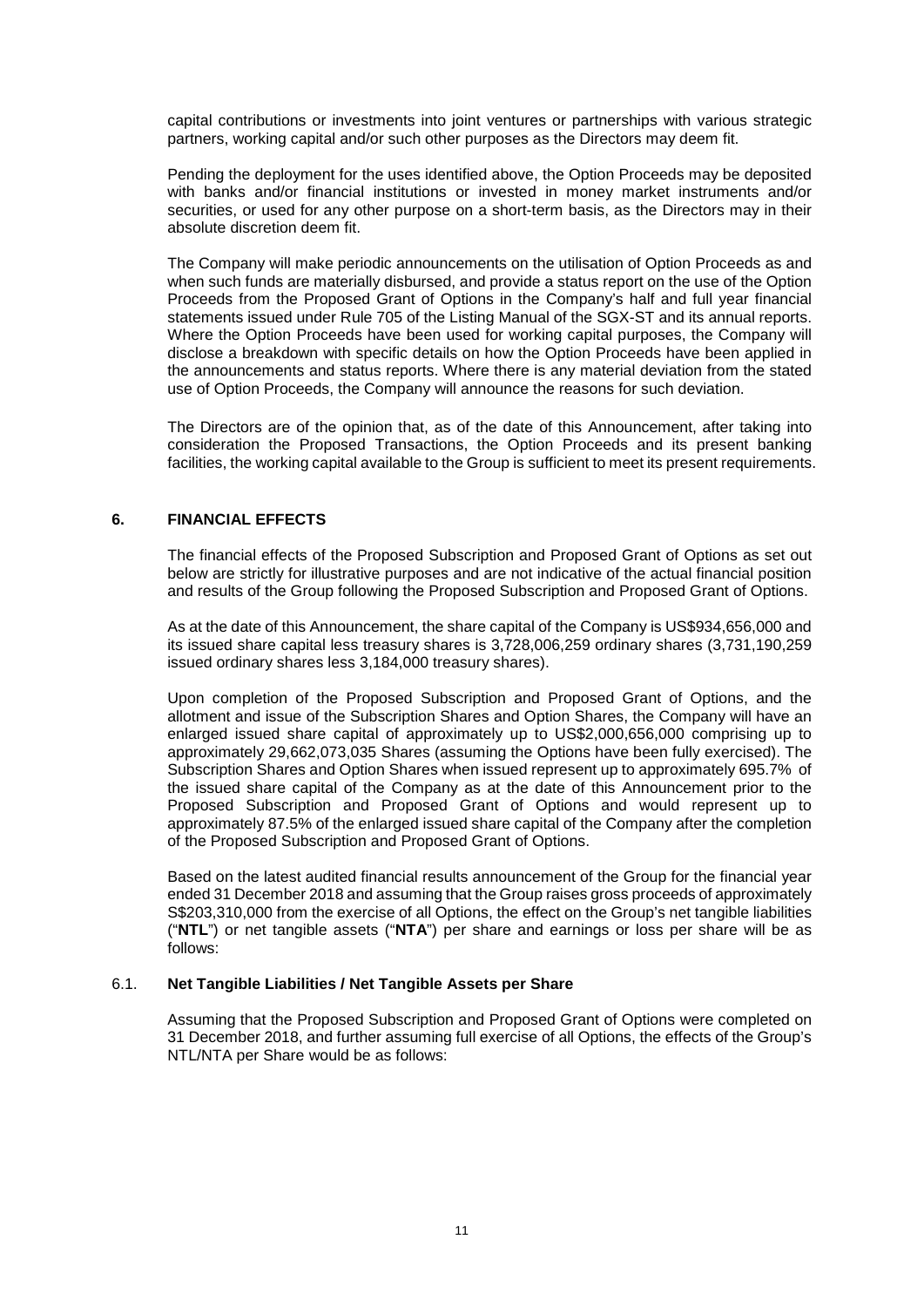capital contributions or investments into joint ventures or partnerships with various strategic partners, working capital and/or such other purposes as the Directors may deem fit.

Pending the deployment for the uses identified above, the Option Proceeds may be deposited with banks and/or financial institutions or invested in money market instruments and/or securities, or used for any other purpose on a short-term basis, as the Directors may in their absolute discretion deem fit.

The Company will make periodic announcements on the utilisation of Option Proceeds as and when such funds are materially disbursed, and provide a status report on the use of the Option Proceeds from the Proposed Grant of Options in the Company's half and full year financial statements issued under Rule 705 of the Listing Manual of the SGX-ST and its annual reports. Where the Option Proceeds have been used for working capital purposes, the Company will disclose a breakdown with specific details on how the Option Proceeds have been applied in the announcements and status reports. Where there is any material deviation from the stated use of Option Proceeds, the Company will announce the reasons for such deviation.

The Directors are of the opinion that, as of the date of this Announcement, after taking into consideration the Proposed Transactions, the Option Proceeds and its present banking facilities, the working capital available to the Group is sufficient to meet its present requirements.

## 6. FINANCIAL EFFECTS

The financial effects of the Proposed Subscription and Proposed Grant of Options as set out below are strictly for illustrative purposes and are not indicative of the actual financial position and results of the Group following the Proposed Subscription and Proposed Grant of Options.

As at the date of this Announcement, the share capital of the Company is US$934,656,000 and its issued share capital less treasury shares is 3,728,006,259 ordinary shares (3,731,190,259 issued ordinary shares less 3,184,000 treasury shares).

Upon completion of the Proposed Subscription and Proposed Grant of Options, and the allotment and issue of the Subscription Shares and Option Shares, the Company will have an enlarged issued share capital of approximately up to US$2,000,656,000 comprising up to approximately 29,662,073,035 Shares (assuming the Options have been fully exercised). The Subscription Shares and Option Shares when issued represent up to approximately 695.7% of the issued share capital of the Company as at the date of this Announcement prior to the Proposed Subscription and Proposed Grant of Options and would represent up to approximately 87.5% of the enlarged issued share capital of the Company after the completion of the Proposed Subscription and Proposed Grant of Options.

Based on the latest audited financial results announcement of the Group for the financial year ended 31 December 2018 and assuming that the Group raises gross proceeds of approximately S$203,310,000 from the exercise of all Options, the effect on the Group's net tangible liabilities ("**NTL**") or net tangible assets ("**NTA**") per share and earnings or loss per share will be as follows:

### 6.1. Net Tangible Liabilities / Net Tangible Assets per Share

Assuming that the Proposed Subscription and Proposed Grant of Options were completed on 31 December 2018, and further assuming full exercise of all Options, the effects of the Group's NTL/NTA per Share would be as follows: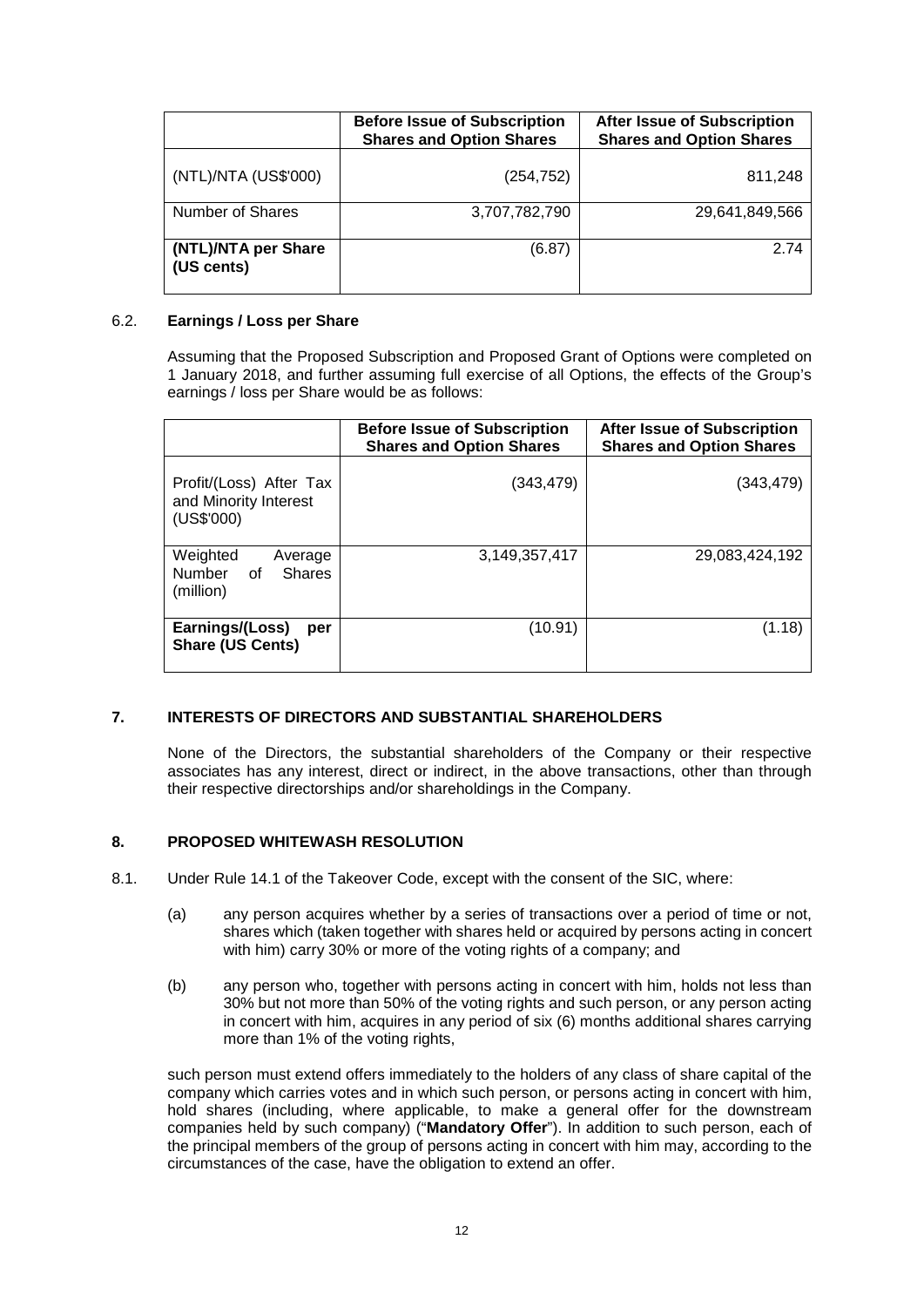| | Before Issue of Subscription Shares and Option Shares | After Issue of Subscription Shares and Option Shares |
|---|---|---|
| (NTL)/NTA (US$'000) | (254,752) | 811,248 |
| Number of Shares | 3,707,782,790 | 29,641,849,566 |
| **(NTL)/NTA per Share (US cents)** | (6.87) | 2.74 |

6.2. **Earnings / Loss per Share**

Assuming that the Proposed Subscription and Proposed Grant of Options were completed on 1 January 2018, and further assuming full exercise of all Options, the effects of the Group's earnings / loss per Share would be as follows:

| | Before Issue of Subscription Shares and Option Shares | After Issue of Subscription Shares and Option Shares |
|---|---|---|
| Profit/(Loss) After Tax and Minority Interest (US$'000) | (343,479) | (343,479) |
| Weighted Average Number of Shares (million) | 3,149,357,417 | 29,083,424,192 |
| **Earnings/(Loss) per Share (US Cents)** | (10.91) | (1.18) |

## 7. INTERESTS OF DIRECTORS AND SUBSTANTIAL SHAREHOLDERS

None of the Directors, the substantial shareholders of the Company or their respective associates has any interest, direct or indirect, in the above transactions, other than through their respective directorships and/or shareholdings in the Company.

## 8. PROPOSED WHITEWASH RESOLUTION

8.1. Under Rule 14.1 of the Takeover Code, except with the consent of the SIC, where:

(a) any person acquires whether by a series of transactions over a period of time or not, shares which (taken together with shares held or acquired by persons acting in concert with him) carry 30% or more of the voting rights of a company; and

(b) any person who, together with persons acting in concert with him, holds not less than 30% but not more than 50% of the voting rights and such person, or any person acting in concert with him, acquires in any period of six (6) months additional shares carrying more than 1% of the voting rights,

such person must extend offers immediately to the holders of any class of share capital of the company which carries votes and in which such person, or persons acting in concert with him, hold shares (including, where applicable, to make a general offer for the downstream companies held by such company) ("**Mandatory Offer**"). In addition to such person, each of the principal members of the group of persons acting in concert with him may, according to the circumstances of the case, have the obligation to extend an offer.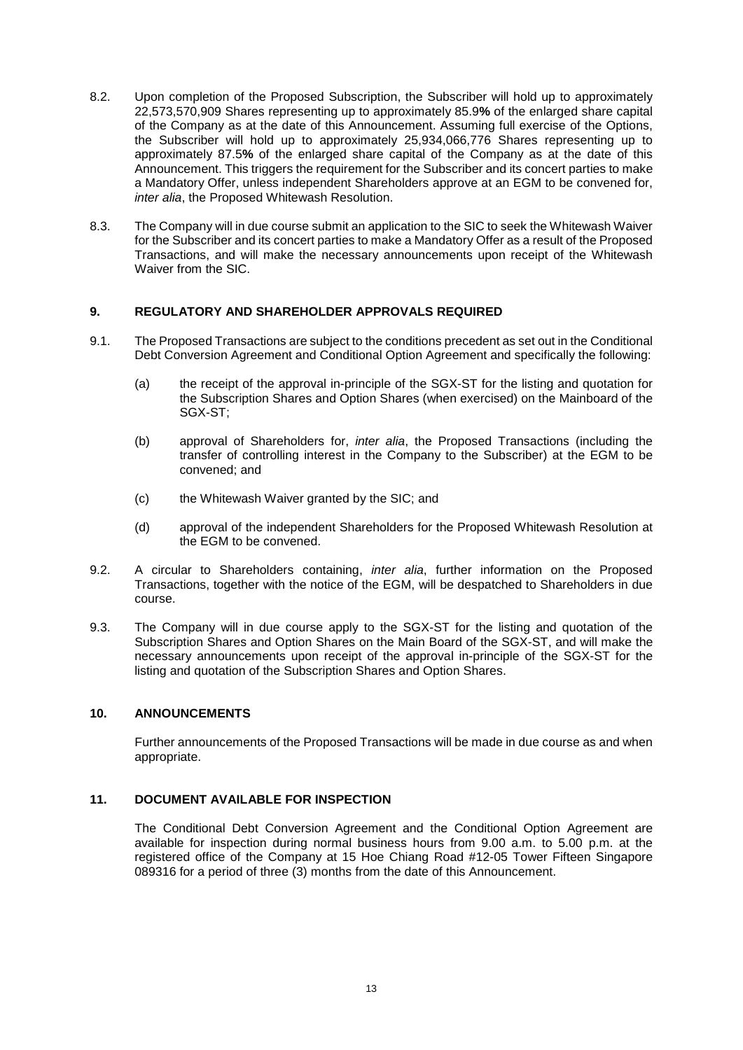8.2. Upon completion of the Proposed Subscription, the Subscriber will hold up to approximately 22,573,570,909 Shares representing up to approximately 85.9**%** of the enlarged share capital of the Company as at the date of this Announcement. Assuming full exercise of the Options, the Subscriber will hold up to approximately 25,934,066,776 Shares representing up to approximately 87.5**%** of the enlarged share capital of the Company as at the date of this Announcement. This triggers the requirement for the Subscriber and its concert parties to make a Mandatory Offer, unless independent Shareholders approve at an EGM to be convened for, *inter alia*, the Proposed Whitewash Resolution.

8.3. The Company will in due course submit an application to the SIC to seek the Whitewash Waiver for the Subscriber and its concert parties to make a Mandatory Offer as a result of the Proposed Transactions, and will make the necessary announcements upon receipt of the Whitewash Waiver from the SIC.

## 9. REGULATORY AND SHAREHOLDER APPROVALS REQUIRED

9.1. The Proposed Transactions are subject to the conditions precedent as set out in the Conditional Debt Conversion Agreement and Conditional Option Agreement and specifically the following:

(a) the receipt of the approval in-principle of the SGX-ST for the listing and quotation for the Subscription Shares and Option Shares (when exercised) on the Mainboard of the SGX-ST;

(b) approval of Shareholders for, *inter alia*, the Proposed Transactions (including the transfer of controlling interest in the Company to the Subscriber) at the EGM to be convened; and

(c) the Whitewash Waiver granted by the SIC; and

(d) approval of the independent Shareholders for the Proposed Whitewash Resolution at the EGM to be convened.

9.2. A circular to Shareholders containing, *inter alia*, further information on the Proposed Transactions, together with the notice of the EGM, will be despatched to Shareholders in due course.

9.3. The Company will in due course apply to the SGX-ST for the listing and quotation of the Subscription Shares and Option Shares on the Main Board of the SGX-ST, and will make the necessary announcements upon receipt of the approval in-principle of the SGX-ST for the listing and quotation of the Subscription Shares and Option Shares.

## 10. ANNOUNCEMENTS

Further announcements of the Proposed Transactions will be made in due course as and when appropriate.

## 11. DOCUMENT AVAILABLE FOR INSPECTION

The Conditional Debt Conversion Agreement and the Conditional Option Agreement are available for inspection during normal business hours from 9.00 a.m. to 5.00 p.m. at the registered office of the Company at 15 Hoe Chiang Road #12-05 Tower Fifteen Singapore 089316 for a period of three (3) months from the date of this Announcement.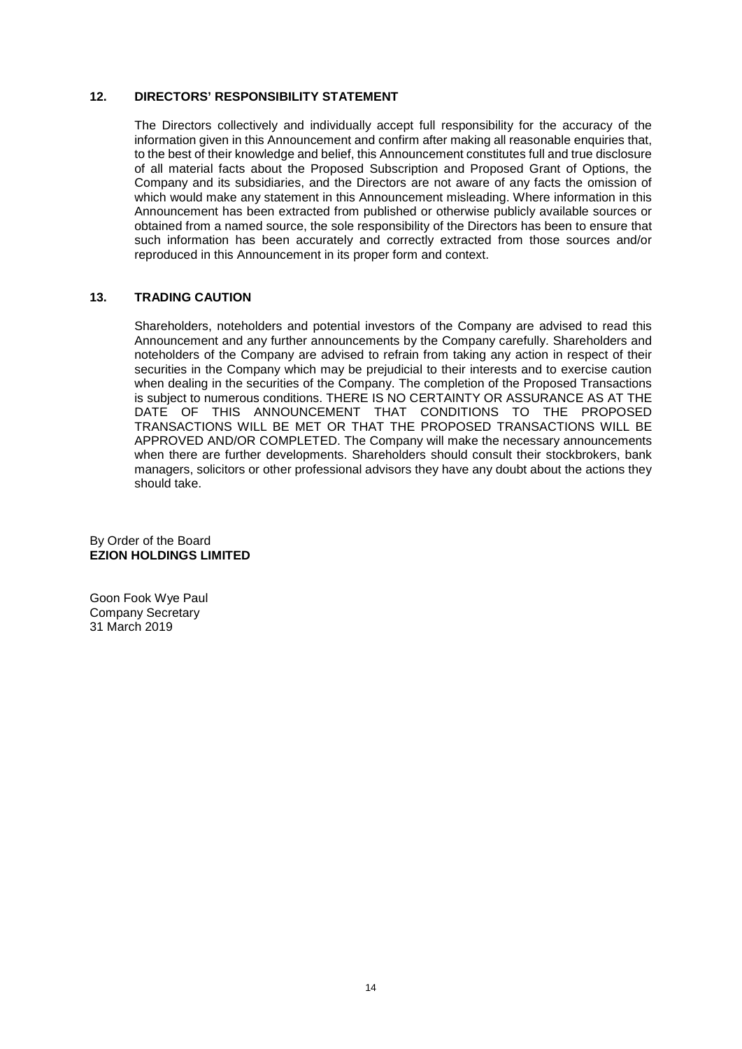## 12. DIRECTORS' RESPONSIBILITY STATEMENT

The Directors collectively and individually accept full responsibility for the accuracy of the information given in this Announcement and confirm after making all reasonable enquiries that, to the best of their knowledge and belief, this Announcement constitutes full and true disclosure of all material facts about the Proposed Subscription and Proposed Grant of Options, the Company and its subsidiaries, and the Directors are not aware of any facts the omission of which would make any statement in this Announcement misleading. Where information in this Announcement has been extracted from published or otherwise publicly available sources or obtained from a named source, the sole responsibility of the Directors has been to ensure that such information has been accurately and correctly extracted from those sources and/or reproduced in this Announcement in its proper form and context.

## 13. TRADING CAUTION

Shareholders, noteholders and potential investors of the Company are advised to read this Announcement and any further announcements by the Company carefully. Shareholders and noteholders of the Company are advised to refrain from taking any action in respect of their securities in the Company which may be prejudicial to their interests and to exercise caution when dealing in the securities of the Company. The completion of the Proposed Transactions is subject to numerous conditions. THERE IS NO CERTAINTY OR ASSURANCE AS AT THE DATE OF THIS ANNOUNCEMENT THAT CONDITIONS TO THE PROPOSED TRANSACTIONS WILL BE MET OR THAT THE PROPOSED TRANSACTIONS WILL BE APPROVED AND/OR COMPLETED. The Company will make the necessary announcements when there are further developments. Shareholders should consult their stockbrokers, bank managers, solicitors or other professional advisors they have any doubt about the actions they should take.

By Order of the Board
**EZION HOLDINGS LIMITED**

Goon Fook Wye Paul
Company Secretary
31 March 2019